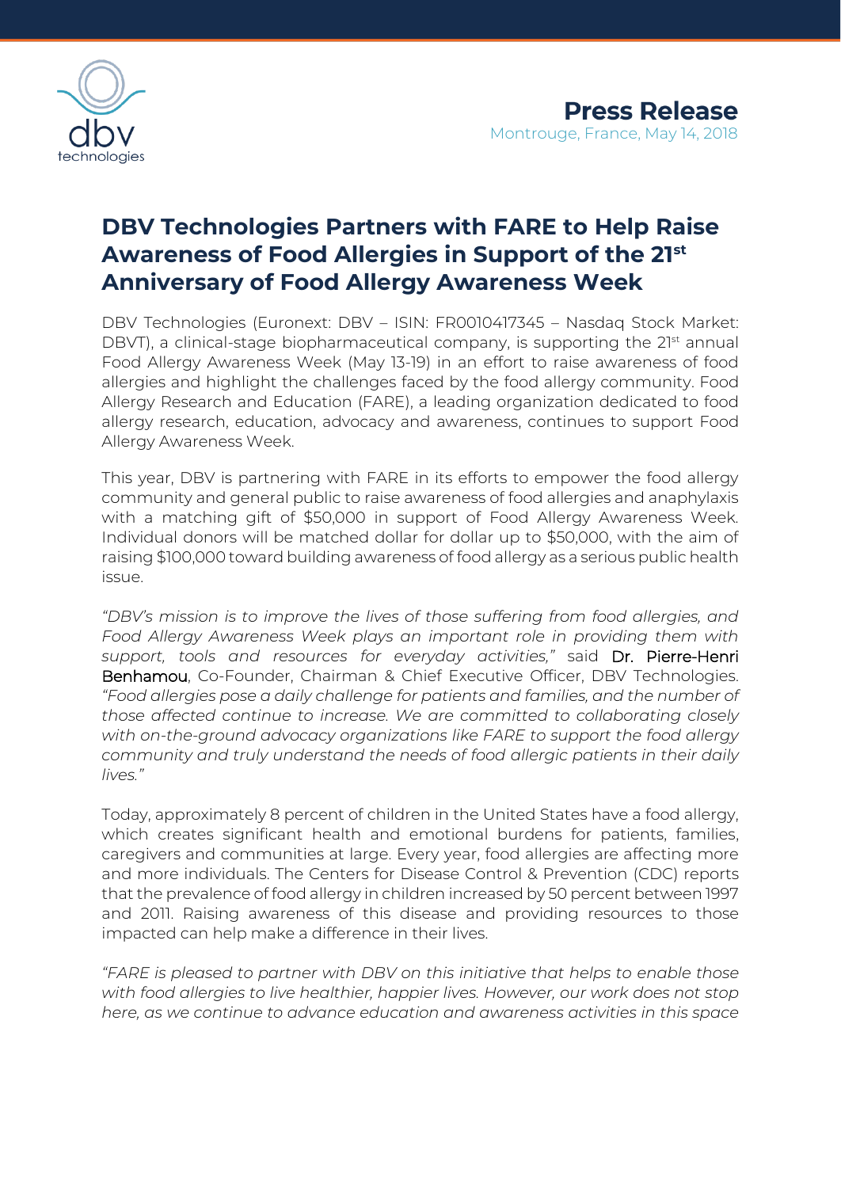**Press Release**
Montrouge, France, May 14, 2018

# DBV Technologies Partners with FARE to Help Raise Awareness of Food Allergies in Support of the 21st Anniversary of Food Allergy Awareness Week

DBV Technologies (Euronext: DBV – ISIN: FR0010417345 – Nasdaq Stock Market: DBVT), a clinical-stage biopharmaceutical company, is supporting the 21st annual Food Allergy Awareness Week (May 13-19) in an effort to raise awareness of food allergies and highlight the challenges faced by the food allergy community. Food Allergy Research and Education (FARE), a leading organization dedicated to food allergy research, education, advocacy and awareness, continues to support Food Allergy Awareness Week.

This year, DBV is partnering with FARE in its efforts to empower the food allergy community and general public to raise awareness of food allergies and anaphylaxis with a matching gift of $50,000 in support of Food Allergy Awareness Week. Individual donors will be matched dollar for dollar up to $50,000, with the aim of raising $100,000 toward building awareness of food allergy as a serious public health issue.

*"DBV's mission is to improve the lives of those suffering from food allergies, and Food Allergy Awareness Week plays an important role in providing them with support, tools and resources for everyday activities,"* said Dr. Pierre-Henri Benhamou, Co-Founder, Chairman & Chief Executive Officer, DBV Technologies. *"Food allergies pose a daily challenge for patients and families, and the number of those affected continue to increase. We are committed to collaborating closely with on-the-ground advocacy organizations like FARE to support the food allergy community and truly understand the needs of food allergic patients in their daily lives."*

Today, approximately 8 percent of children in the United States have a food allergy, which creates significant health and emotional burdens for patients, families, caregivers and communities at large. Every year, food allergies are affecting more and more individuals. The Centers for Disease Control & Prevention (CDC) reports that the prevalence of food allergy in children increased by 50 percent between 1997 and 2011. Raising awareness of this disease and providing resources to those impacted can help make a difference in their lives.

*"FARE is pleased to partner with DBV on this initiative that helps to enable those with food allergies to live healthier, happier lives. However, our work does not stop here, as we continue to advance education and awareness activities in this space*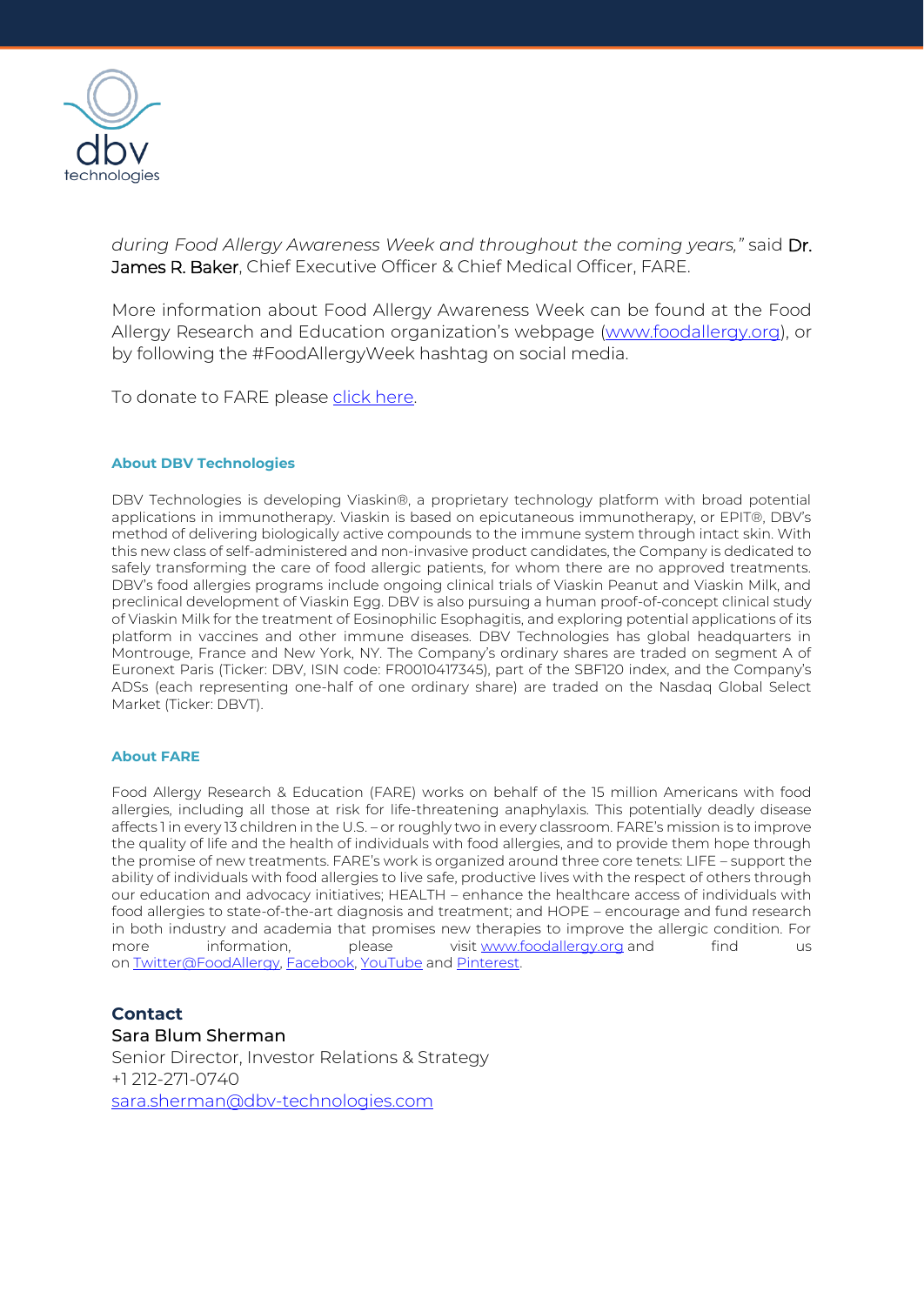*during Food Allergy Awareness Week and throughout the coming years,"* said Dr. James R. Baker, Chief Executive Officer & Chief Medical Officer, FARE.

More information about Food Allergy Awareness Week can be found at the Food Allergy Research and Education organization's webpage ([www.foodallergy.org](http://www.foodallergy.org)), or by following the #FoodAllergyWeek hashtag on social media.

To donate to FARE please [click here](#).

### About DBV Technologies

DBV Technologies is developing Viaskin®, a proprietary technology platform with broad potential applications in immunotherapy. Viaskin is based on epicutaneous immunotherapy, or EPIT®, DBV's method of delivering biologically active compounds to the immune system through intact skin. With this new class of self-administered and non-invasive product candidates, the Company is dedicated to safely transforming the care of food allergic patients, for whom there are no approved treatments. DBV's food allergies programs include ongoing clinical trials of Viaskin Peanut and Viaskin Milk, and preclinical development of Viaskin Egg. DBV is also pursuing a human proof-of-concept clinical study of Viaskin Milk for the treatment of Eosinophilic Esophagitis, and exploring potential applications of its platform in vaccines and other immune diseases. DBV Technologies has global headquarters in Montrouge, France and New York, NY. The Company's ordinary shares are traded on segment A of Euronext Paris (Ticker: DBV, ISIN code: FR0010417345), part of the SBF120 index, and the Company's ADSs (each representing one-half of one ordinary share) are traded on the Nasdaq Global Select Market (Ticker: DBVT).

### About FARE

Food Allergy Research & Education (FARE) works on behalf of the 15 million Americans with food allergies, including all those at risk for life-threatening anaphylaxis. This potentially deadly disease affects 1 in every 13 children in the U.S. – or roughly two in every classroom. FARE's mission is to improve the quality of life and the health of individuals with food allergies, and to provide them hope through the promise of new treatments. FARE's work is organized around three core tenets: LIFE – support the ability of individuals with food allergies to live safe, productive lives with the respect of others through our education and advocacy initiatives; HEALTH – enhance the healthcare access of individuals with food allergies to state-of-the-art diagnosis and treatment; and HOPE – encourage and fund research in both industry and academia that promises new therapies to improve the allergic condition. For more information, please visit [www.foodallergy.org](http://www.foodallergy.org) and find us on [Twitter@FoodAllergy](#), [Facebook](#), [YouTube](#) and [Pinterest](#).

**Contact**
Sara Blum Sherman
Senior Director, Investor Relations & Strategy
+1 212-271-0740
[sara.sherman@dbv-technologies.com](mailto:sara.sherman@dbv-technologies.com)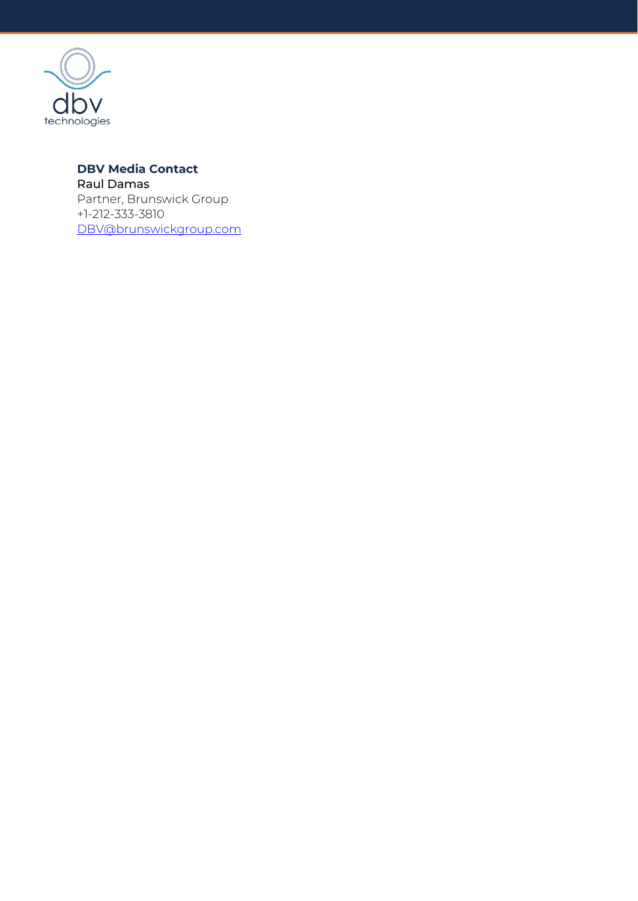**DBV Media Contact**
Raul Damas
Partner, Brunswick Group
+1-212-333-3810
[DBV@brunswickgroup.com](mailto:DBV@brunswickgroup.com)